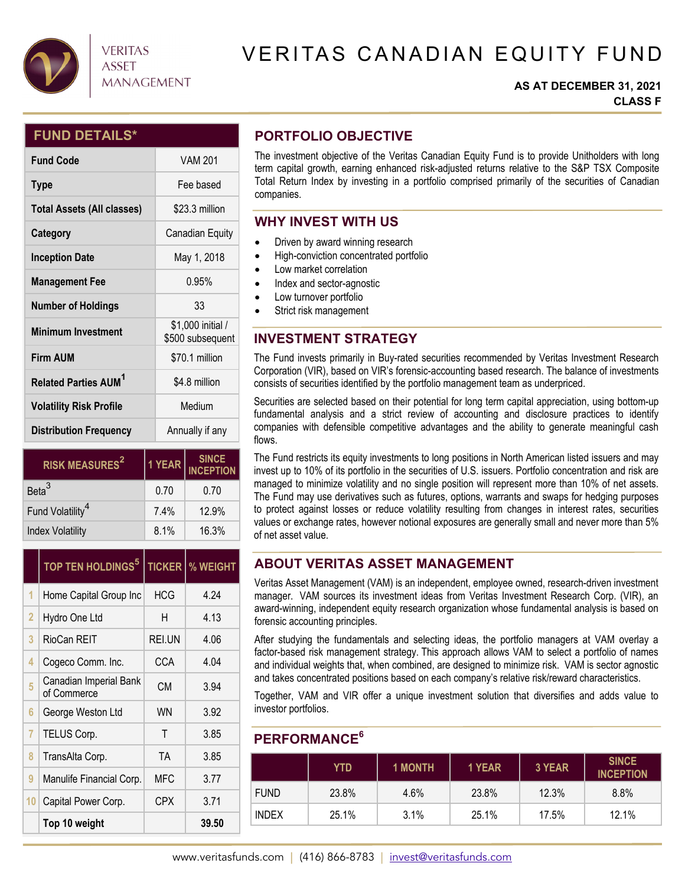VERITAS ASSET MANAGEMENT

# VERITAS CANADIAN EQUITY FUND

**AS AT DECEMBER 31, 2021**
**CLASS F**

## FUND DETAILS*

| Field | Value |
|---|---|
| Fund Code | VAM 201 |
| Type | Fee based |
| Total Assets (All classes) | $23.3 million |
| Category | Canadian Equity |
| Inception Date | May 1, 2018 |
| Management Fee | 0.95% |
| Number of Holdings | 33 |
| Minimum Investment | $1,000 initial / $500 subsequent |
| Firm AUM | $70.1 million |
| Related Parties AUM[1] | $4.8 million |
| Volatility Risk Profile | Medium |
| Distribution Frequency | Annually if any |

| RISK MEASURES[2] | 1 YEAR | SINCE INCEPTION |
|---|---|---|
| Beta[3] | 0.70 | 0.70 |
| Fund Volatility[4] | 7.4% | 12.9% |
| Index Volatility | 8.1% | 16.3% |

| | TOP TEN HOLDINGS[5] | TICKER | % WEIGHT |
|---|---|---|---|
| 1 | Home Capital Group Inc | HCG | 4.24 |
| 2 | Hydro One Ltd | H | 4.13 |
| 3 | RioCan REIT | REI.UN | 4.06 |
| 4 | Cogeco Comm. Inc. | CCA | 4.04 |
| 5 | Canadian Imperial Bank of Commerce | CM | 3.94 |
| 6 | George Weston Ltd | WN | 3.92 |
| 7 | TELUS Corp. | T | 3.85 |
| 8 | TransAlta Corp. | TA | 3.85 |
| 9 | Manulife Financial Corp. | MFC | 3.77 |
| 10 | Capital Power Corp. | CPX | 3.71 |
| | **Top 10 weight** | | **39.50** |

## PORTFOLIO OBJECTIVE

The investment objective of the Veritas Canadian Equity Fund is to provide Unitholders with long term capital growth, earning enhanced risk-adjusted returns relative to the S&P TSX Composite Total Return Index by investing in a portfolio comprised primarily of the securities of Canadian companies.

## WHY INVEST WITH US

- Driven by award winning research
- High-conviction concentrated portfolio
- Low market correlation
- Index and sector-agnostic
- Low turnover portfolio
- Strict risk management

## INVESTMENT STRATEGY

The Fund invests primarily in Buy-rated securities recommended by Veritas Investment Research Corporation (VIR), based on VIR's forensic-accounting based research. The balance of investments consists of securities identified by the portfolio management team as underpriced.

Securities are selected based on their potential for long term capital appreciation, using bottom-up fundamental analysis and a strict review of accounting and disclosure practices to identify companies with defensible competitive advantages and the ability to generate meaningful cash flows.

The Fund restricts its equity investments to long positions in North American listed issuers and may invest up to 10% of its portfolio in the securities of U.S. issuers. Portfolio concentration and risk are managed to minimize volatility and no single position will represent more than 10% of net assets. The Fund may use derivatives such as futures, options, warrants and swaps for hedging purposes to protect against losses or reduce volatility resulting from changes in interest rates, securities values or exchange rates, however notional exposures are generally small and never more than 5% of net asset value.

## ABOUT VERITAS ASSET MANAGEMENT

Veritas Asset Management (VAM) is an independent, employee owned, research-driven investment manager. VAM sources its investment ideas from Veritas Investment Research Corp. (VIR), an award-winning, independent equity research organization whose fundamental analysis is based on forensic accounting principles.

After studying the fundamentals and selecting ideas, the portfolio managers at VAM overlay a factor-based risk management strategy. This approach allows VAM to select a portfolio of names and individual weights that, when combined, are designed to minimize risk. VAM is sector agnostic and takes concentrated positions based on each company's relative risk/reward characteristics.

Together, VAM and VIR offer a unique investment solution that diversifies and adds value to investor portfolios.

## PERFORMANCE[6]

| | YTD | 1 MONTH | 1 YEAR | 3 YEAR | SINCE INCEPTION |
|---|---|---|---|---|---|
| FUND | 23.8% | 4.6% | 23.8% | 12.3% | 8.8% |
| INDEX | 25.1% | 3.1% | 25.1% | 17.5% | 12.1% |

www.veritasfunds.com | (416) 866-8783 | invest@veritasfunds.com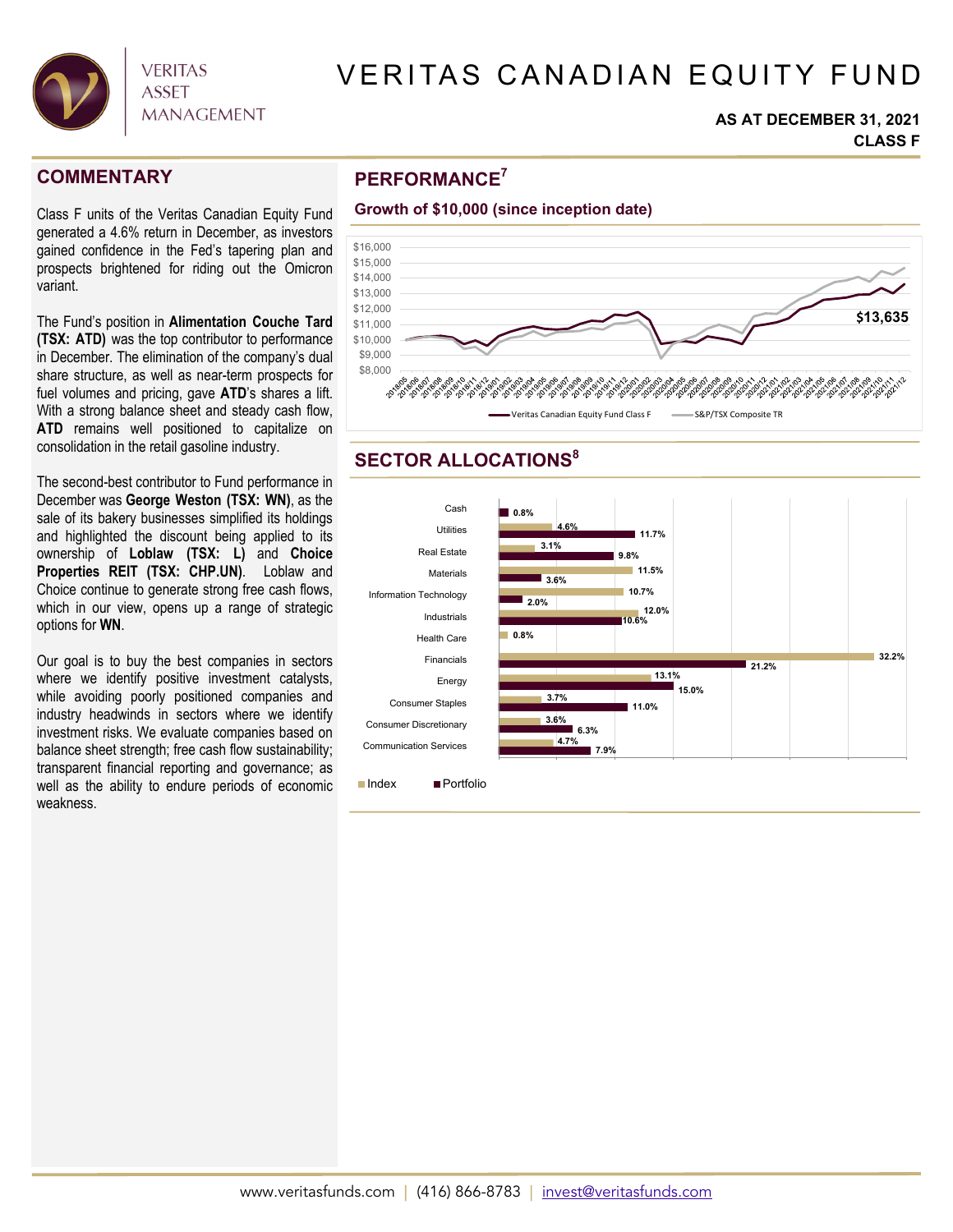# VERITAS CANADIAN EQUITY FUND

**AS AT DECEMBER 31, 2021**
**CLASS F**

## COMMENTARY

Class F units of the Veritas Canadian Equity Fund generated a 4.6% return in December, as investors gained confidence in the Fed's tapering plan and prospects brightened for riding out the Omicron variant.

The Fund's position in **Alimentation Couche Tard (TSX: ATD)** was the top contributor to performance in December. The elimination of the company's dual share structure, as well as near-term prospects for fuel volumes and pricing, gave **ATD**'s shares a lift. With a strong balance sheet and steady cash flow, **ATD** remains well positioned to capitalize on consolidation in the retail gasoline industry.

The second-best contributor to Fund performance in December was **George Weston (TSX: WN)**, as the sale of its bakery businesses simplified its holdings and highlighted the discount being applied to its ownership of **Loblaw (TSX: L)** and **Choice Properties REIT (TSX: CHP.UN)**. Loblaw and Choice continue to generate strong free cash flows, which in our view, opens up a range of strategic options for **WN**.

Our goal is to buy the best companies in sectors where we identify positive investment catalysts, while avoiding poorly positioned companies and industry headwinds in sectors where we identify investment risks. We evaluate companies based on balance sheet strength; free cash flow sustainability; transparent financial reporting and governance; as well as the ability to endure periods of economic weakness.

## PERFORMANCE[7]

### Growth of $10,000 (since inception date)

Veritas Canadian Equity Fund Class F: $13,635 (vs. S&P/TSX Composite TR), 2018/05 – 2021/12

## SECTOR ALLOCATIONS[8]

| Sector | Index | Portfolio |
|---|---|---|
| Cash | | 0.8% |
| Utilities | 4.6% | 11.7% |
| Real Estate | 3.1% | 9.8% |
| Materials | 11.5% | 3.6% |
| Information Technology | 10.7% | 2.0% |
| Industrials | 12.0% | 10.6% |
| Health Care | 0.8% | |
| Financials | 32.2% | 21.2% |
| Energy | 13.1% | 15.0% |
| Consumer Staples | 3.7% | 11.0% |
| Consumer Discretionary | 3.6% | 6.3% |
| Communication Services | 4.7% | 7.9% |

www.veritasfunds.com | (416) 866-8783 | invest@veritasfunds.com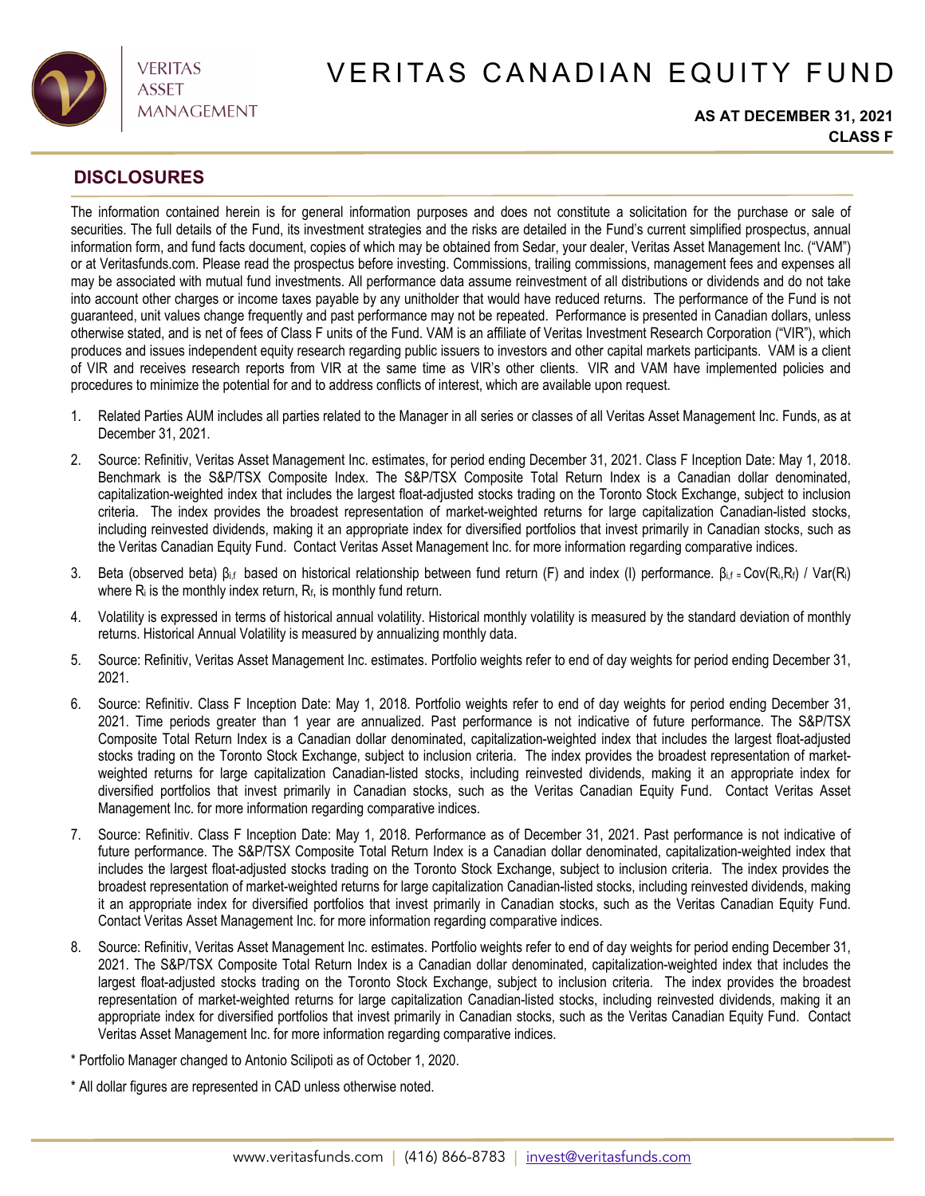# VERITAS CANADIAN EQUITY FUND

**AS AT DECEMBER 31, 2021**
**CLASS F**

## DISCLOSURES

The information contained herein is for general information purposes and does not constitute a solicitation for the purchase or sale of securities. The full details of the Fund, its investment strategies and the risks are detailed in the Fund's current simplified prospectus, annual information form, and fund facts document, copies of which may be obtained from Sedar, your dealer, Veritas Asset Management Inc. ("VAM") or at Veritasfunds.com. Please read the prospectus before investing. Commissions, trailing commissions, management fees and expenses all may be associated with mutual fund investments. All performance data assume reinvestment of all distributions or dividends and do not take into account other charges or income taxes payable by any unitholder that would have reduced returns. The performance of the Fund is not guaranteed, unit values change frequently and past performance may not be repeated. Performance is presented in Canadian dollars, unless otherwise stated, and is net of fees of Class F units of the Fund. VAM is an affiliate of Veritas Investment Research Corporation ("VIR"), which produces and issues independent equity research regarding public issuers to investors and other capital markets participants. VAM is a client of VIR and receives research reports from VIR at the same time as VIR's other clients. VIR and VAM have implemented policies and procedures to minimize the potential for and to address conflicts of interest, which are available upon request.

1. Related Parties AUM includes all parties related to the Manager in all series or classes of all Veritas Asset Management Inc. Funds, as at December 31, 2021.
2. Source: Refinitiv, Veritas Asset Management Inc. estimates, for period ending December 31, 2021. Class F Inception Date: May 1, 2018. Benchmark is the S&P/TSX Composite Index. The S&P/TSX Composite Total Return Index is a Canadian dollar denominated, capitalization-weighted index that includes the largest float-adjusted stocks trading on the Toronto Stock Exchange, subject to inclusion criteria. The index provides the broadest representation of market-weighted returns for large capitalization Canadian-listed stocks, including reinvested dividends, making it an appropriate index for diversified portfolios that invest primarily in Canadian stocks, such as the Veritas Canadian Equity Fund. Contact Veritas Asset Management Inc. for more information regarding comparative indices.
3. Beta (observed beta) $\beta_{i,f}$ based on historical relationship between fund return (F) and index (I) performance. $\beta_{i,f} = Cov(R_i,R_f) / Var(R_i)$ where $R_i$ is the monthly index return, $R_f$, is monthly fund return.
4. Volatility is expressed in terms of historical annual volatility. Historical monthly volatility is measured by the standard deviation of monthly returns. Historical Annual Volatility is measured by annualizing monthly data.
5. Source: Refinitiv, Veritas Asset Management Inc. estimates. Portfolio weights refer to end of day weights for period ending December 31, 2021.
6. Source: Refinitiv. Class F Inception Date: May 1, 2018. Portfolio weights refer to end of day weights for period ending December 31, 2021. Time periods greater than 1 year are annualized. Past performance is not indicative of future performance. The S&P/TSX Composite Total Return Index is a Canadian dollar denominated, capitalization-weighted index that includes the largest float-adjusted stocks trading on the Toronto Stock Exchange, subject to inclusion criteria. The index provides the broadest representation of market-weighted returns for large capitalization Canadian-listed stocks, including reinvested dividends, making it an appropriate index for diversified portfolios that invest primarily in Canadian stocks, such as the Veritas Canadian Equity Fund. Contact Veritas Asset Management Inc. for more information regarding comparative indices.
7. Source: Refinitiv. Class F Inception Date: May 1, 2018. Performance as of December 31, 2021. Past performance is not indicative of future performance. The S&P/TSX Composite Total Return Index is a Canadian dollar denominated, capitalization-weighted index that includes the largest float-adjusted stocks trading on the Toronto Stock Exchange, subject to inclusion criteria. The index provides the broadest representation of market-weighted returns for large capitalization Canadian-listed stocks, including reinvested dividends, making it an appropriate index for diversified portfolios that invest primarily in Canadian stocks, such as the Veritas Canadian Equity Fund. Contact Veritas Asset Management Inc. for more information regarding comparative indices.
8. Source: Refinitiv, Veritas Asset Management Inc. estimates. Portfolio weights refer to end of day weights for period ending December 31, 2021. The S&P/TSX Composite Total Return Index is a Canadian dollar denominated, capitalization-weighted index that includes the largest float-adjusted stocks trading on the Toronto Stock Exchange, subject to inclusion criteria. The index provides the broadest representation of market-weighted returns for large capitalization Canadian-listed stocks, including reinvested dividends, making it an appropriate index for diversified portfolios that invest primarily in Canadian stocks, such as the Veritas Canadian Equity Fund. Contact Veritas Asset Management Inc. for more information regarding comparative indices.

* Portfolio Manager changed to Antonio Scilipoti as of October 1, 2020.

* All dollar figures are represented in CAD unless otherwise noted.

www.veritasfunds.com | (416) 866-8783 | invest@veritasfunds.com